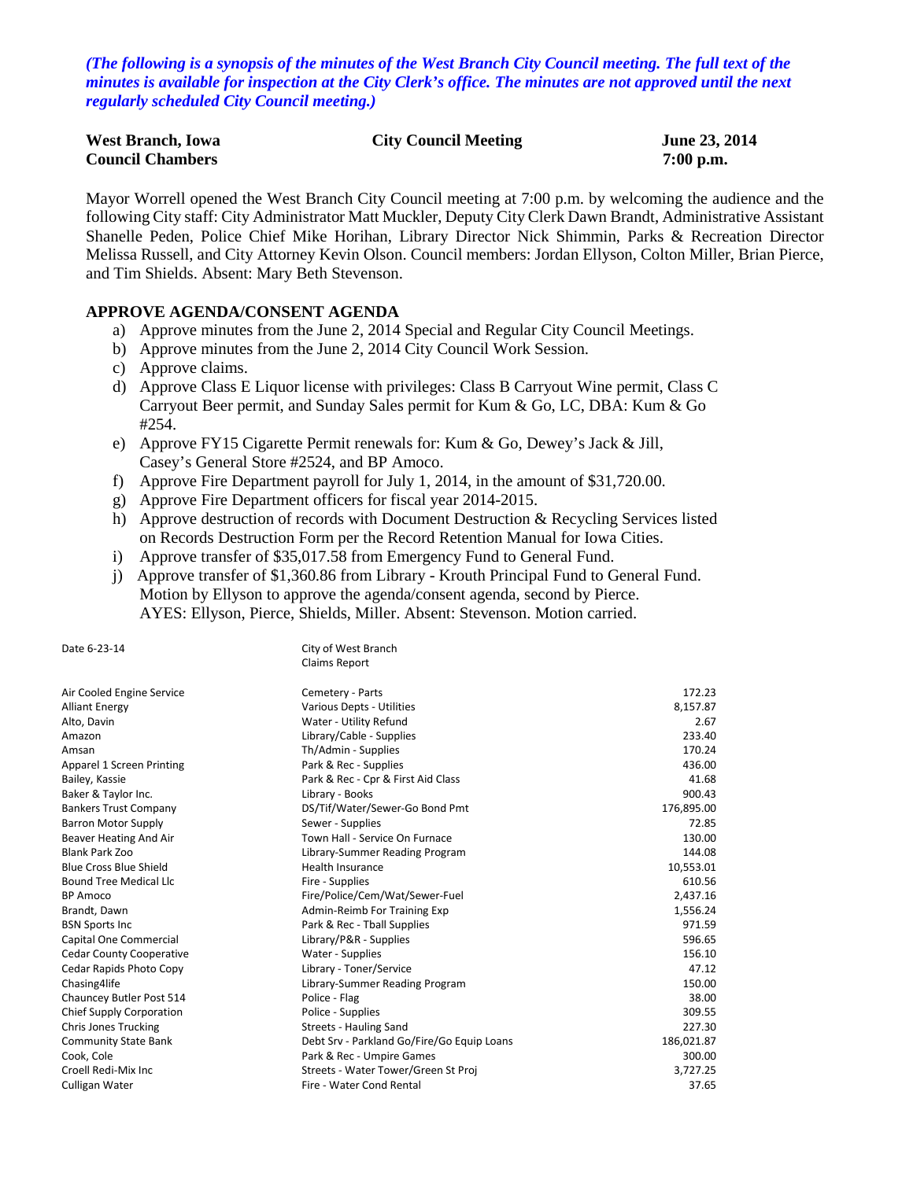***(The following is a synopsis of the minutes of the West Branch City Council meeting. The full text of the minutes is available for inspection at the City Clerk's office. The minutes are not approved until the next regularly scheduled City Council meeting.)***

| **West Branch, Iowa** | **City Council Meeting** | **June 23, 2014** |
|---|---|---|
| **Council Chambers** | | **7:00 p.m.** |

Mayor Worrell opened the West Branch City Council meeting at 7:00 p.m. by welcoming the audience and the following City staff: City Administrator Matt Muckler, Deputy City Clerk Dawn Brandt, Administrative Assistant Shanelle Peden, Police Chief Mike Horihan, Library Director Nick Shimmin, Parks & Recreation Director Melissa Russell, and City Attorney Kevin Olson. Council members: Jordan Ellyson, Colton Miller, Brian Pierce, and Tim Shields. Absent: Mary Beth Stevenson.

## APPROVE AGENDA/CONSENT AGENDA

a) Approve minutes from the June 2, 2014 Special and Regular City Council Meetings.
b) Approve minutes from the June 2, 2014 City Council Work Session.
c) Approve claims.
d) Approve Class E Liquor license with privileges: Class B Carryout Wine permit, Class C Carryout Beer permit, and Sunday Sales permit for Kum & Go, LC, DBA: Kum & Go #254.
e) Approve FY15 Cigarette Permit renewals for: Kum & Go, Dewey's Jack & Jill, Casey's General Store #2524, and BP Amoco.
f) Approve Fire Department payroll for July 1, 2014, in the amount of $31,720.00.
g) Approve Fire Department officers for fiscal year 2014-2015.
h) Approve destruction of records with Document Destruction & Recycling Services listed on Records Destruction Form per the Record Retention Manual for Iowa Cities.
i) Approve transfer of $35,017.58 from Emergency Fund to General Fund.
j) Approve transfer of $1,360.86 from Library - Krouth Principal Fund to General Fund.

Motion by Ellyson to approve the agenda/consent agenda, second by Pierce.
AYES: Ellyson, Pierce, Shields, Miller. Absent: Stevenson. Motion carried.

Date 6-23-14 — City of West Branch Claims Report

| | | |
|---|---|---|
| Air Cooled Engine Service | Cemetery - Parts | 172.23 |
| Alliant Energy | Various Depts - Utilities | 8,157.87 |
| Alto, Davin | Water - Utility Refund | 2.67 |
| Amazon | Library/Cable - Supplies | 233.40 |
| Amsan | Th/Admin - Supplies | 170.24 |
| Apparel 1 Screen Printing | Park & Rec - Supplies | 436.00 |
| Bailey, Kassie | Park & Rec - Cpr & First Aid Class | 41.68 |
| Baker & Taylor Inc. | Library - Books | 900.43 |
| Bankers Trust Company | DS/Tif/Water/Sewer-Go Bond Pmt | 176,895.00 |
| Barron Motor Supply | Sewer - Supplies | 72.85 |
| Beaver Heating And Air | Town Hall - Service On Furnace | 130.00 |
| Blank Park Zoo | Library-Summer Reading Program | 144.08 |
| Blue Cross Blue Shield | Health Insurance | 10,553.01 |
| Bound Tree Medical Llc | Fire - Supplies | 610.56 |
| BP Amoco | Fire/Police/Cem/Wat/Sewer-Fuel | 2,437.16 |
| Brandt, Dawn | Admin-Reimb For Training Exp | 1,556.24 |
| BSN Sports Inc | Park & Rec - Tball Supplies | 971.59 |
| Capital One Commercial | Library/P&R - Supplies | 596.65 |
| Cedar County Cooperative | Water - Supplies | 156.10 |
| Cedar Rapids Photo Copy | Library - Toner/Service | 47.12 |
| Chasing4life | Library-Summer Reading Program | 150.00 |
| Chauncey Butler Post 514 | Police - Flag | 38.00 |
| Chief Supply Corporation | Police - Supplies | 309.55 |
| Chris Jones Trucking | Streets - Hauling Sand | 227.30 |
| Community State Bank | Debt Srv - Parkland Go/Fire/Go Equip Loans | 186,021.87 |
| Cook, Cole | Park & Rec - Umpire Games | 300.00 |
| Croell Redi-Mix Inc | Streets - Water Tower/Green St Proj | 3,727.25 |
| Culligan Water | Fire - Water Cond Rental | 37.65 |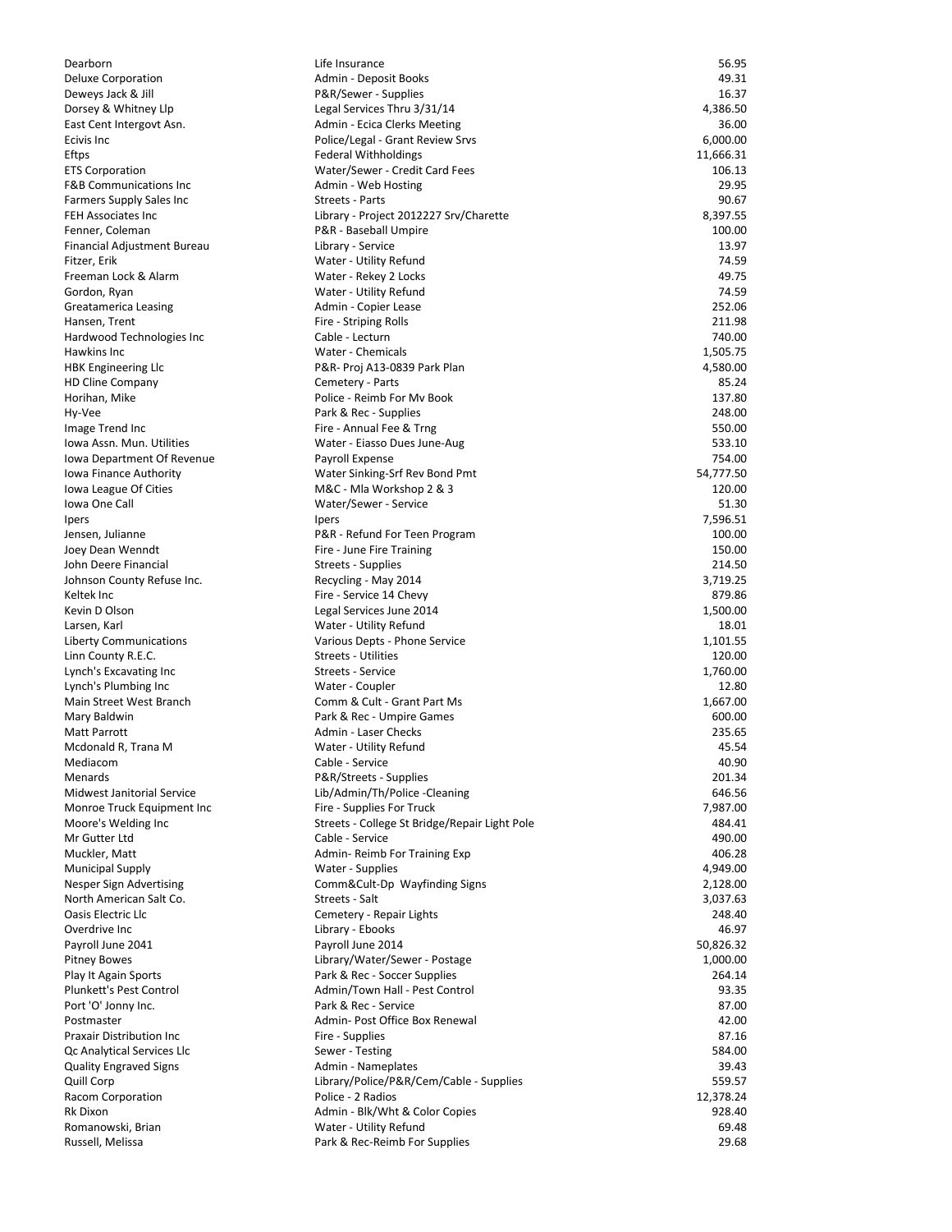| | | |
|---|---|---|
| Dearborn | Life Insurance | 56.95 |
| Deluxe Corporation | Admin - Deposit Books | 49.31 |
| Deweys Jack & Jill | P&R/Sewer - Supplies | 16.37 |
| Dorsey & Whitney Llp | Legal Services Thru 3/31/14 | 4,386.50 |
| East Cent Intergovt Asn. | Admin - Ecica Clerks Meeting | 36.00 |
| Ecivis Inc | Police/Legal - Grant Review Srvs | 6,000.00 |
| Eftps | Federal Withholdings | 11,666.31 |
| ETS Corporation | Water/Sewer - Credit Card Fees | 106.13 |
| F&B Communications Inc | Admin - Web Hosting | 29.95 |
| Farmers Supply Sales Inc | Streets - Parts | 90.67 |
| FEH Associates Inc | Library - Project 2012227 Srv/Charette | 8,397.55 |
| Fenner, Coleman | P&R - Baseball Umpire | 100.00 |
| Financial Adjustment Bureau | Library - Service | 13.97 |
| Fitzer, Erik | Water - Utility Refund | 74.59 |
| Freeman Lock & Alarm | Water - Rekey 2 Locks | 49.75 |
| Gordon, Ryan | Water - Utility Refund | 74.59 |
| Greatamerica Leasing | Admin - Copier Lease | 252.06 |
| Hansen, Trent | Fire - Striping Rolls | 211.98 |
| Hardwood Technologies Inc | Cable - Lecturn | 740.00 |
| Hawkins Inc | Water - Chemicals | 1,505.75 |
| HBK Engineering Llc | P&R- Proj A13-0839 Park Plan | 4,580.00 |
| HD Cline Company | Cemetery - Parts | 85.24 |
| Horihan, Mike | Police - Reimb For Mv Book | 137.80 |
| Hy-Vee | Park & Rec - Supplies | 248.00 |
| Image Trend Inc | Fire - Annual Fee & Trng | 550.00 |
| Iowa Assn. Mun. Utilities | Water - Eiasso Dues June-Aug | 533.10 |
| Iowa Department Of Revenue | Payroll Expense | 754.00 |
| Iowa Finance Authority | Water Sinking-Srf Rev Bond Pmt | 54,777.50 |
| Iowa League Of Cities | M&C - Mla Workshop 2 & 3 | 120.00 |
| Iowa One Call | Water/Sewer - Service | 51.30 |
| Ipers | Ipers | 7,596.51 |
| Jensen, Julianne | P&R - Refund For Teen Program | 100.00 |
| Joey Dean Wenndt | Fire - June Fire Training | 150.00 |
| John Deere Financial | Streets - Supplies | 214.50 |
| Johnson County Refuse Inc. | Recycling - May 2014 | 3,719.25 |
| Keltek Inc | Fire - Service 14 Chevy | 879.86 |
| Kevin D Olson | Legal Services June 2014 | 1,500.00 |
| Larsen, Karl | Water - Utility Refund | 18.01 |
| Liberty Communications | Various Depts - Phone Service | 1,101.55 |
| Linn County R.E.C. | Streets - Utilities | 120.00 |
| Lynch's Excavating Inc | Streets - Service | 1,760.00 |
| Lynch's Plumbing Inc | Water - Coupler | 12.80 |
| Main Street West Branch | Comm & Cult - Grant Part Ms | 1,667.00 |
| Mary Baldwin | Park & Rec - Umpire Games | 600.00 |
| Matt Parrott | Admin - Laser Checks | 235.65 |
| Mcdonald R, Trana M | Water - Utility Refund | 45.54 |
| Mediacom | Cable - Service | 40.90 |
| Menards | P&R/Streets - Supplies | 201.34 |
| Midwest Janitorial Service | Lib/Admin/Th/Police -Cleaning | 646.56 |
| Monroe Truck Equipment Inc | Fire - Supplies For Truck | 7,987.00 |
| Moore's Welding Inc | Streets - College St Bridge/Repair Light Pole | 484.41 |
| Mr Gutter Ltd | Cable - Service | 490.00 |
| Muckler, Matt | Admin- Reimb For Training Exp | 406.28 |
| Municipal Supply | Water - Supplies | 4,949.00 |
| Nesper Sign Advertising | Comm&Cult-Dp Wayfinding Signs | 2,128.00 |
| North American Salt Co. | Streets - Salt | 3,037.63 |
| Oasis Electric Llc | Cemetery - Repair Lights | 248.40 |
| Overdrive Inc | Library - Ebooks | 46.97 |
| Payroll June 2041 | Payroll June 2014 | 50,826.32 |
| Pitney Bowes | Library/Water/Sewer - Postage | 1,000.00 |
| Play It Again Sports | Park & Rec - Soccer Supplies | 264.14 |
| Plunkett's Pest Control | Admin/Town Hall - Pest Control | 93.35 |
| Port 'O' Jonny Inc. | Park & Rec - Service | 87.00 |
| Postmaster | Admin- Post Office Box Renewal | 42.00 |
| Praxair Distribution Inc | Fire - Supplies | 87.16 |
| Qc Analytical Services Llc | Sewer - Testing | 584.00 |
| Quality Engraved Signs | Admin - Nameplates | 39.43 |
| Quill Corp | Library/Police/P&R/Cem/Cable - Supplies | 559.57 |
| Racom Corporation | Police - 2 Radios | 12,378.24 |
| Rk Dixon | Admin - Blk/Wht & Color Copies | 928.40 |
| Romanowski, Brian | Water - Utility Refund | 69.48 |
| Russell, Melissa | Park & Rec-Reimb For Supplies | 29.68 |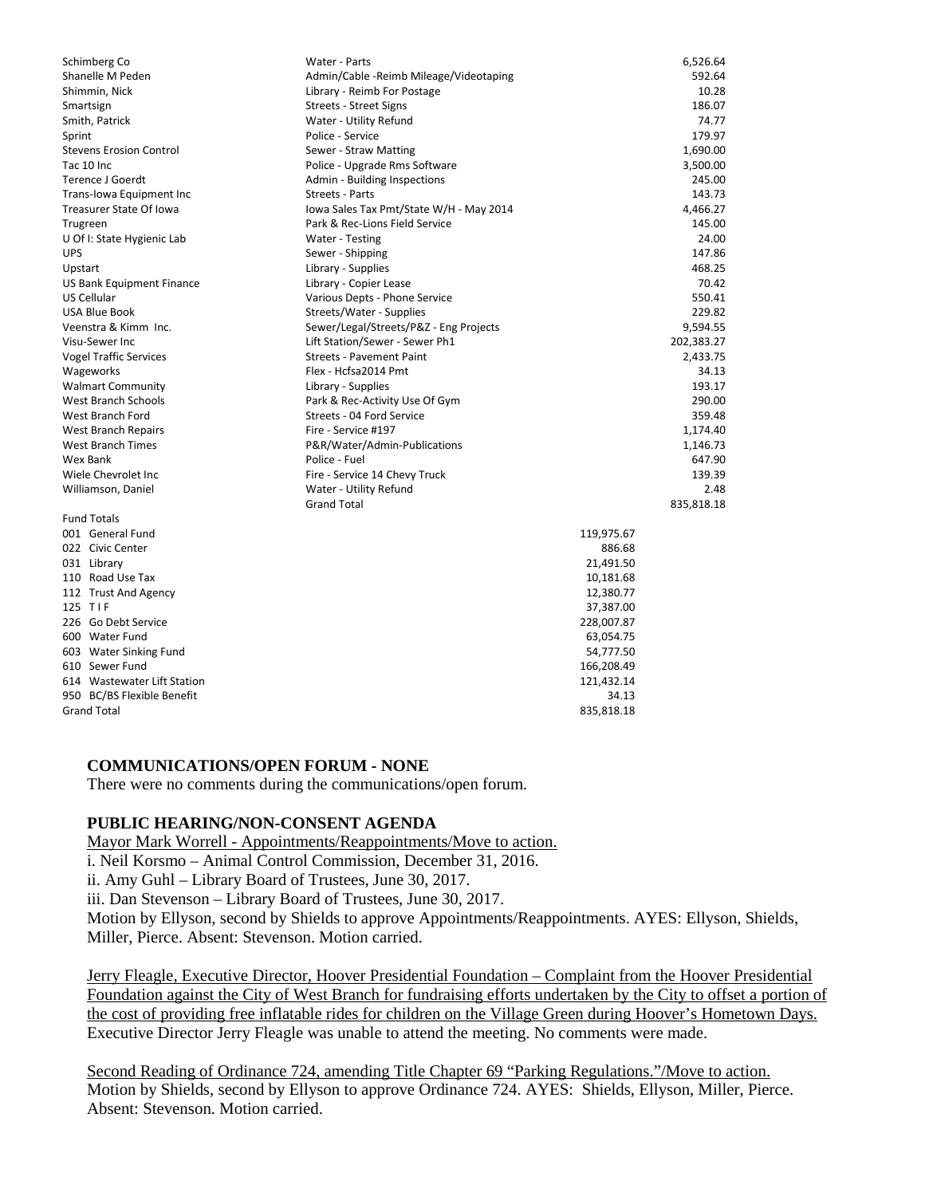| | | |
|---|---|---|
| Schimberg Co | Water - Parts | 6,526.64 |
| Shanelle M Peden | Admin/Cable -Reimb Mileage/Videotaping | 592.64 |
| Shimmin, Nick | Library - Reimb For Postage | 10.28 |
| Smartsign | Streets - Street Signs | 186.07 |
| Smith, Patrick | Water - Utility Refund | 74.77 |
| Sprint | Police - Service | 179.97 |
| Stevens Erosion Control | Sewer - Straw Matting | 1,690.00 |
| Tac 10 Inc | Police - Upgrade Rms Software | 3,500.00 |
| Terence J Goerdt | Admin - Building Inspections | 245.00 |
| Trans-Iowa Equipment Inc | Streets - Parts | 143.73 |
| Treasurer State Of Iowa | Iowa Sales Tax Pmt/State W/H - May 2014 | 4,466.27 |
| Trugreen | Park & Rec-Lions Field Service | 145.00 |
| U Of I: State Hygienic Lab | Water - Testing | 24.00 |
| UPS | Sewer - Shipping | 147.86 |
| Upstart | Library - Supplies | 468.25 |
| US Bank Equipment Finance | Library - Copier Lease | 70.42 |
| US Cellular | Various Depts - Phone Service | 550.41 |
| USA Blue Book | Streets/Water - Supplies | 229.82 |
| Veenstra & Kimm Inc. | Sewer/Legal/Streets/P&Z - Eng Projects | 9,594.55 |
| Visu-Sewer Inc | Lift Station/Sewer - Sewer Ph1 | 202,383.27 |
| Vogel Traffic Services | Streets - Pavement Paint | 2,433.75 |
| Wageworks | Flex - Hcfsa2014 Pmt | 34.13 |
| Walmart Community | Library - Supplies | 193.17 |
| West Branch Schools | Park & Rec-Activity Use Of Gym | 290.00 |
| West Branch Ford | Streets - 04 Ford Service | 359.48 |
| West Branch Repairs | Fire - Service #197 | 1,174.40 |
| West Branch Times | P&R/Water/Admin-Publications | 1,146.73 |
| Wex Bank | Police - Fuel | 647.90 |
| Wiele Chevrolet Inc | Fire - Service 14 Chevy Truck | 139.39 |
| Williamson, Daniel | Water - Utility Refund | 2.48 |
| | Grand Total | 835,818.18 |

| Fund Totals | |
|---|---|
| 001 General Fund | 119,975.67 |
| 022 Civic Center | 886.68 |
| 031 Library | 21,491.50 |
| 110 Road Use Tax | 10,181.68 |
| 112 Trust And Agency | 12,380.77 |
| 125 TIF | 37,387.00 |
| 226 Go Debt Service | 228,007.87 |
| 600 Water Fund | 63,054.75 |
| 603 Water Sinking Fund | 54,777.50 |
| 610 Sewer Fund | 166,208.49 |
| 614 Wastewater Lift Station | 121,432.14 |
| 950 BC/BS Flexible Benefit | 34.13 |
| Grand Total | 835,818.18 |

**COMMUNICATIONS/OPEN FORUM - NONE**

There were no comments during the communications/open forum.

**PUBLIC HEARING/NON-CONSENT AGENDA**

Mayor Mark Worrell - Appointments/Reappointments/Move to action.

i. Neil Korsmo – Animal Control Commission, December 31, 2016.

ii. Amy Guhl – Library Board of Trustees, June 30, 2017.

iii. Dan Stevenson – Library Board of Trustees, June 30, 2017.

Motion by Ellyson, second by Shields to approve Appointments/Reappointments. AYES: Ellyson, Shields, Miller, Pierce. Absent: Stevenson. Motion carried.

Jerry Fleagle, Executive Director, Hoover Presidential Foundation – Complaint from the Hoover Presidential Foundation against the City of West Branch for fundraising efforts undertaken by the City to offset a portion of the cost of providing free inflatable rides for children on the Village Green during Hoover's Hometown Days.
Executive Director Jerry Fleagle was unable to attend the meeting. No comments were made.

Second Reading of Ordinance 724, amending Title Chapter 69 "Parking Regulations."/Move to action.
Motion by Shields, second by Ellyson to approve Ordinance 724. AYES: Shields, Ellyson, Miller, Pierce. Absent: Stevenson. Motion carried.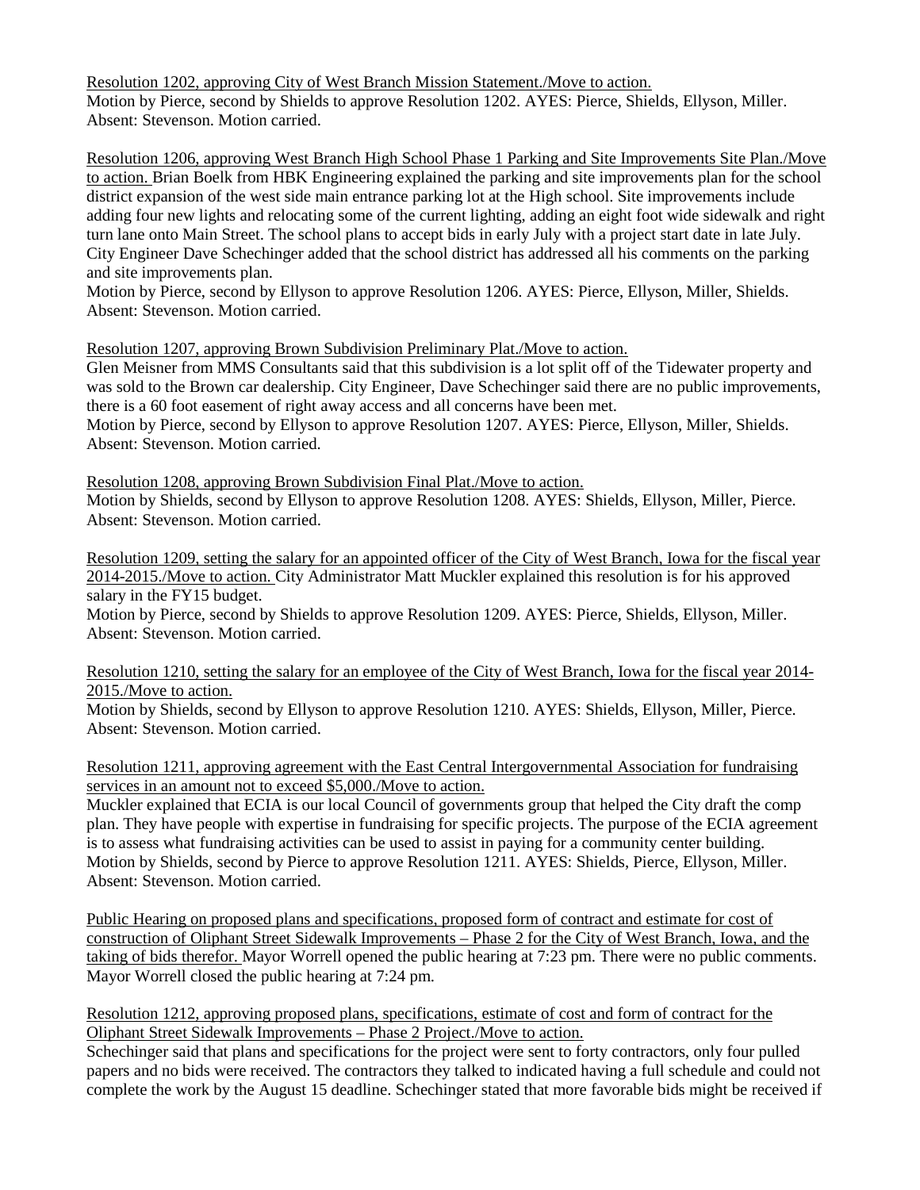Resolution 1202, approving City of West Branch Mission Statement./Move to action.
Motion by Pierce, second by Shields to approve Resolution 1202. AYES: Pierce, Shields, Ellyson, Miller. Absent: Stevenson. Motion carried.

Resolution 1206, approving West Branch High School Phase 1 Parking and Site Improvements Site Plan./Move to action. Brian Boelk from HBK Engineering explained the parking and site improvements plan for the school district expansion of the west side main entrance parking lot at the High school. Site improvements include adding four new lights and relocating some of the current lighting, adding an eight foot wide sidewalk and right turn lane onto Main Street. The school plans to accept bids in early July with a project start date in late July. City Engineer Dave Schechinger added that the school district has addressed all his comments on the parking and site improvements plan.
Motion by Pierce, second by Ellyson to approve Resolution 1206. AYES: Pierce, Ellyson, Miller, Shields. Absent: Stevenson. Motion carried.

Resolution 1207, approving Brown Subdivision Preliminary Plat./Move to action.
Glen Meisner from MMS Consultants said that this subdivision is a lot split off of the Tidewater property and was sold to the Brown car dealership. City Engineer, Dave Schechinger said there are no public improvements, there is a 60 foot easement of right away access and all concerns have been met.
Motion by Pierce, second by Ellyson to approve Resolution 1207. AYES: Pierce, Ellyson, Miller, Shields. Absent: Stevenson. Motion carried.

Resolution 1208, approving Brown Subdivision Final Plat./Move to action.
Motion by Shields, second by Ellyson to approve Resolution 1208. AYES: Shields, Ellyson, Miller, Pierce. Absent: Stevenson. Motion carried.

Resolution 1209, setting the salary for an appointed officer of the City of West Branch, Iowa for the fiscal year 2014-2015./Move to action. City Administrator Matt Muckler explained this resolution is for his approved salary in the FY15 budget.
Motion by Pierce, second by Shields to approve Resolution 1209. AYES: Pierce, Shields, Ellyson, Miller. Absent: Stevenson. Motion carried.

Resolution 1210, setting the salary for an employee of the City of West Branch, Iowa for the fiscal year 2014-2015./Move to action.
Motion by Shields, second by Ellyson to approve Resolution 1210. AYES: Shields, Ellyson, Miller, Pierce. Absent: Stevenson. Motion carried.

Resolution 1211, approving agreement with the East Central Intergovernmental Association for fundraising services in an amount not to exceed $5,000./Move to action.
Muckler explained that ECIA is our local Council of governments group that helped the City draft the comp plan. They have people with expertise in fundraising for specific projects. The purpose of the ECIA agreement is to assess what fundraising activities can be used to assist in paying for a community center building.
Motion by Shields, second by Pierce to approve Resolution 1211. AYES: Shields, Pierce, Ellyson, Miller. Absent: Stevenson. Motion carried.

Public Hearing on proposed plans and specifications, proposed form of contract and estimate for cost of construction of Oliphant Street Sidewalk Improvements – Phase 2 for the City of West Branch, Iowa, and the taking of bids therefor. Mayor Worrell opened the public hearing at 7:23 pm. There were no public comments. Mayor Worrell closed the public hearing at 7:24 pm.

Resolution 1212, approving proposed plans, specifications, estimate of cost and form of contract for the Oliphant Street Sidewalk Improvements – Phase 2 Project./Move to action.
Schechinger said that plans and specifications for the project were sent to forty contractors, only four pulled papers and no bids were received. The contractors they talked to indicated having a full schedule and could not complete the work by the August 15 deadline. Schechinger stated that more favorable bids might be received if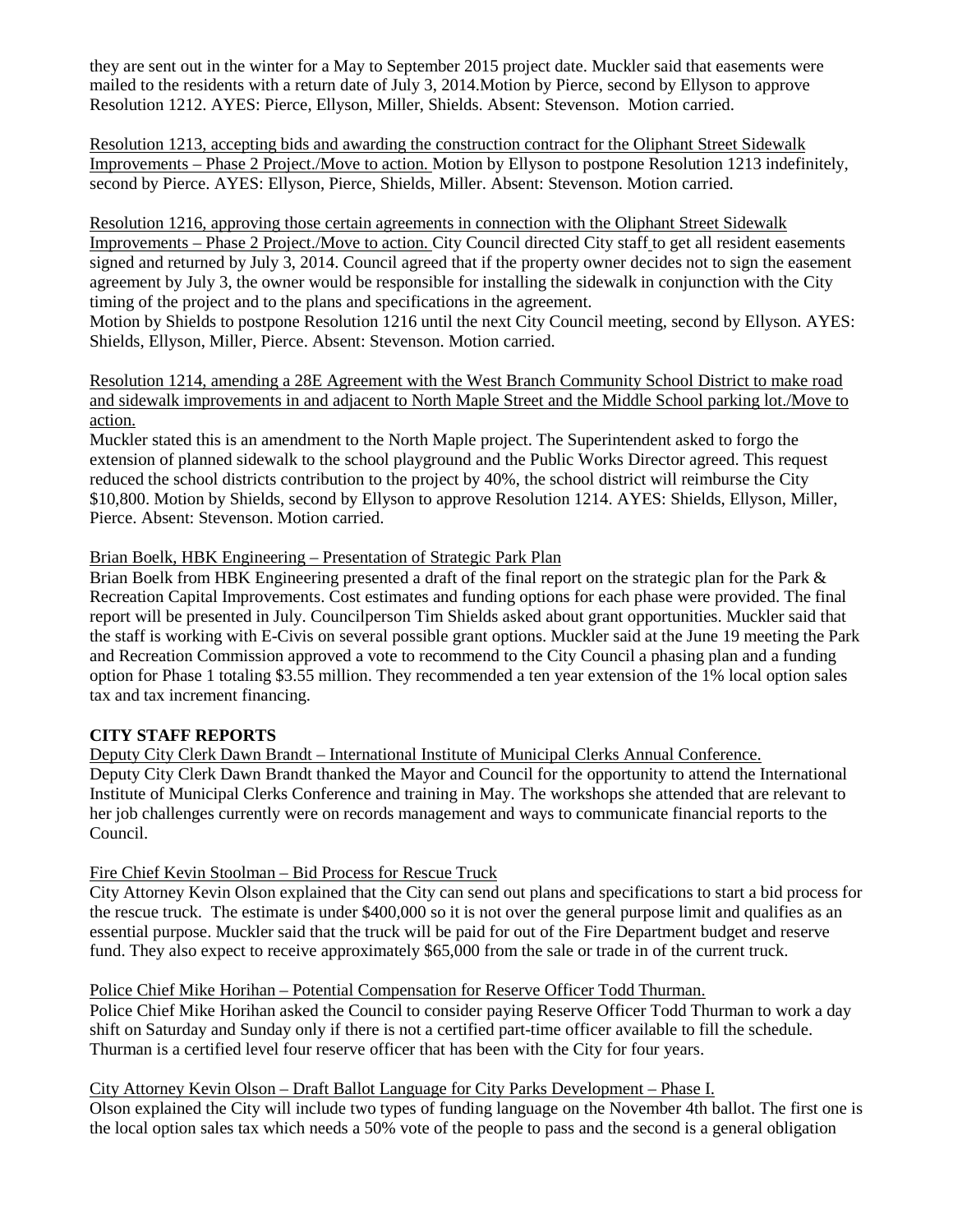they are sent out in the winter for a May to September 2015 project date. Muckler said that easements were mailed to the residents with a return date of July 3, 2014.Motion by Pierce, second by Ellyson to approve Resolution 1212. AYES: Pierce, Ellyson, Miller, Shields. Absent: Stevenson. Motion carried.

Resolution 1213, accepting bids and awarding the construction contract for the Oliphant Street Sidewalk Improvements – Phase 2 Project./Move to action. Motion by Ellyson to postpone Resolution 1213 indefinitely, second by Pierce. AYES: Ellyson, Pierce, Shields, Miller. Absent: Stevenson. Motion carried.

Resolution 1216, approving those certain agreements in connection with the Oliphant Street Sidewalk Improvements – Phase 2 Project./Move to action. City Council directed City staff to get all resident easements signed and returned by July 3, 2014. Council agreed that if the property owner decides not to sign the easement agreement by July 3, the owner would be responsible for installing the sidewalk in conjunction with the City timing of the project and to the plans and specifications in the agreement.
Motion by Shields to postpone Resolution 1216 until the next City Council meeting, second by Ellyson. AYES: Shields, Ellyson, Miller, Pierce. Absent: Stevenson. Motion carried.

Resolution 1214, amending a 28E Agreement with the West Branch Community School District to make road and sidewalk improvements in and adjacent to North Maple Street and the Middle School parking lot./Move to action.
Muckler stated this is an amendment to the North Maple project. The Superintendent asked to forgo the extension of planned sidewalk to the school playground and the Public Works Director agreed. This request reduced the school districts contribution to the project by 40%, the school district will reimburse the City $10,800. Motion by Shields, second by Ellyson to approve Resolution 1214. AYES: Shields, Ellyson, Miller, Pierce. Absent: Stevenson. Motion carried.

Brian Boelk, HBK Engineering – Presentation of Strategic Park Plan
Brian Boelk from HBK Engineering presented a draft of the final report on the strategic plan for the Park & Recreation Capital Improvements. Cost estimates and funding options for each phase were provided. The final report will be presented in July. Councilperson Tim Shields asked about grant opportunities. Muckler said that the staff is working with E-Civis on several possible grant options. Muckler said at the June 19 meeting the Park and Recreation Commission approved a vote to recommend to the City Council a phasing plan and a funding option for Phase 1 totaling $3.55 million. They recommended a ten year extension of the 1% local option sales tax and tax increment financing.

**CITY STAFF REPORTS**

Deputy City Clerk Dawn Brandt – International Institute of Municipal Clerks Annual Conference.
Deputy City Clerk Dawn Brandt thanked the Mayor and Council for the opportunity to attend the International Institute of Municipal Clerks Conference and training in May. The workshops she attended that are relevant to her job challenges currently were on records management and ways to communicate financial reports to the Council.

Fire Chief Kevin Stoolman – Bid Process for Rescue Truck
City Attorney Kevin Olson explained that the City can send out plans and specifications to start a bid process for the rescue truck. The estimate is under $400,000 so it is not over the general purpose limit and qualifies as an essential purpose. Muckler said that the truck will be paid for out of the Fire Department budget and reserve fund. They also expect to receive approximately $65,000 from the sale or trade in of the current truck.

Police Chief Mike Horihan – Potential Compensation for Reserve Officer Todd Thurman.
Police Chief Mike Horihan asked the Council to consider paying Reserve Officer Todd Thurman to work a day shift on Saturday and Sunday only if there is not a certified part-time officer available to fill the schedule. Thurman is a certified level four reserve officer that has been with the City for four years.

City Attorney Kevin Olson – Draft Ballot Language for City Parks Development – Phase I.
Olson explained the City will include two types of funding language on the November 4th ballot. The first one is the local option sales tax which needs a 50% vote of the people to pass and the second is a general obligation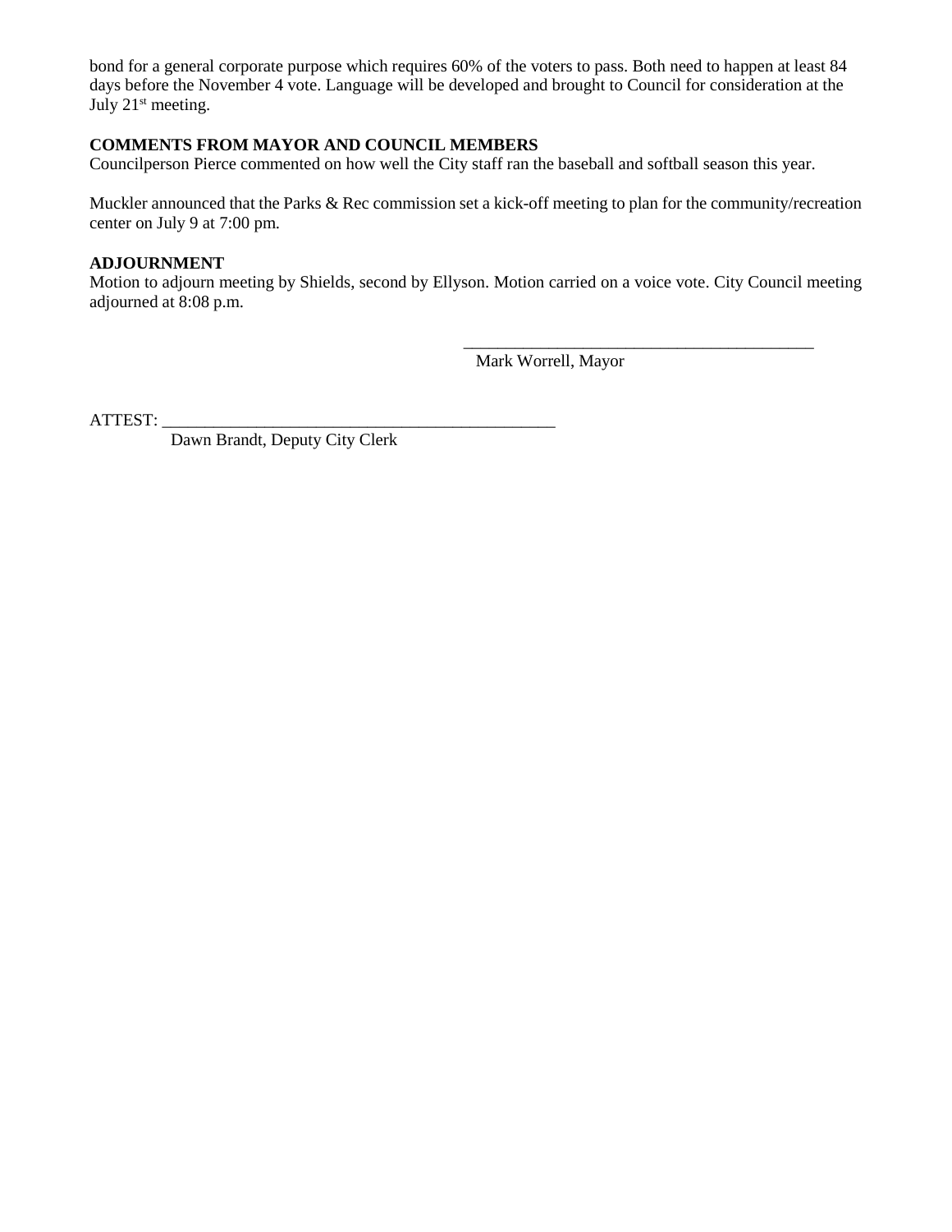bond for a general corporate purpose which requires 60% of the voters to pass. Both need to happen at least 84 days before the November 4 vote. Language will be developed and brought to Council for consideration at the July 21st meeting.

**COMMENTS FROM MAYOR AND COUNCIL MEMBERS**

Councilperson Pierce commented on how well the City staff ran the baseball and softball season this year.

Muckler announced that the Parks & Rec commission set a kick-off meeting to plan for the community/recreation center on July 9 at 7:00 pm.

**ADJOURNMENT**

Motion to adjourn meeting by Shields, second by Ellyson. Motion carried on a voice vote. City Council meeting adjourned at 8:08 p.m.

\_\_\_\_\_\_\_\_\_\_\_\_\_\_\_\_\_\_\_\_\_\_\_\_\_\_\_\_\_\_\_\_\_\_\_\_\_\_\_\_\_\_

Mark Worrell, Mayor

ATTEST: \_\_\_\_\_\_\_\_\_\_\_\_\_\_\_\_\_\_\_\_\_\_\_\_\_\_\_\_\_\_\_\_\_\_\_\_\_\_\_\_\_\_\_\_\_\_\_\_

Dawn Brandt, Deputy City Clerk